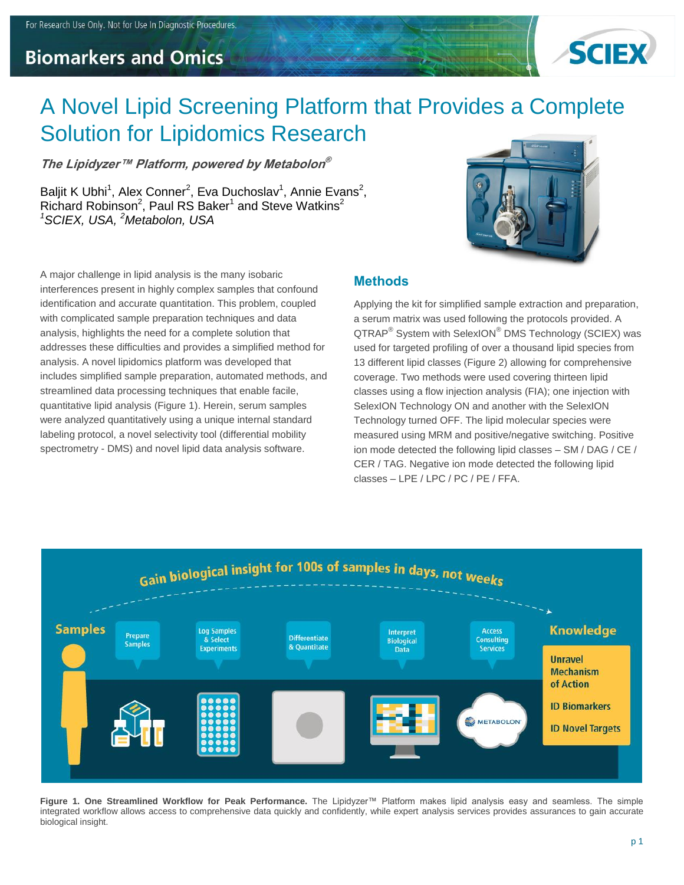# A Novel Lipid Screening Platform that Provides a Complete Solution for Lipidomics Research

***The Lipidyzer™ Platform, powered by Metabolon®***

Baljit K Ubhi[1], Alex Conner[2], Eva Duchoslav[1], Annie Evans[2], Richard Robinson[2], Paul RS Baker[1] and Steve Watkins[2]
*[1]SCIEX, USA, [2]Metabolon, USA*

A major challenge in lipid analysis is the many isobaric interferences present in highly complex samples that confound identification and accurate quantitation. This problem, coupled with complicated sample preparation techniques and data analysis, highlights the need for a complete solution that addresses these difficulties and provides a simplified method for analysis. A novel lipidomics platform was developed that includes simplified sample preparation, automated methods, and streamlined data processing techniques that enable facile, quantitative lipid analysis (Figure 1). Herein, serum samples were analyzed quantitatively using a unique internal standard labeling protocol, a novel selectivity tool (differential mobility spectrometry - DMS) and novel lipid data analysis software.

## Methods

Applying the kit for simplified sample extraction and preparation, a serum matrix was used following the protocols provided. A QTRAP® System with SelexION® DMS Technology (SCIEX) was used for targeted profiling of over a thousand lipid species from 13 different lipid classes (Figure 2) allowing for comprehensive coverage. Two methods were used covering thirteen lipid classes using a flow injection analysis (FIA); one injection with SelexION Technology ON and another with the SelexION Technology turned OFF. The lipid molecular species were measured using MRM and positive/negative switching. Positive ion mode detected the following lipid classes – SM / DAG / CE / CER / TAG. Negative ion mode detected the following lipid classes – LPE / LPC / PC / PE / FFA.

Gain biological insight for 100s of samples in days, not weeks

Samples

Prepare Samples

Log Samples & Select Experiments

Differentiate & Quantitate

Interpret Biological Data

Access Consulting Services

METABOLON

Knowledge

Unravel Mechanism of Action

ID Biomarkers

ID Novel Targets

**Figure 1. One Streamlined Workflow for Peak Performance.** The Lipidyzer™ Platform makes lipid analysis easy and seamless. The simple integrated workflow allows access to comprehensive data quickly and confidently, while expert analysis services provides assurances to gain accurate biological insight.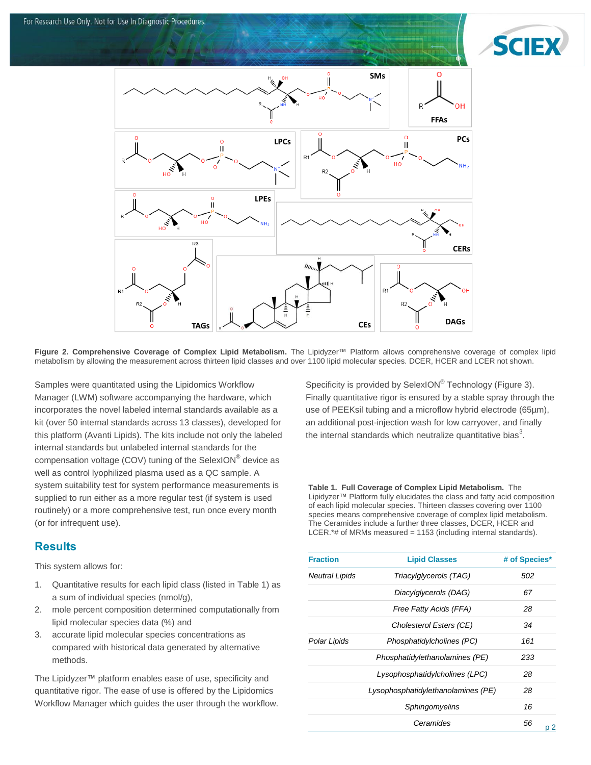**Figure 2. Comprehensive Coverage of Complex Lipid Metabolism.** The Lipidyzer™ Platform allows comprehensive coverage of complex lipid metabolism by allowing the measurement across thirteen lipid classes and over 1100 lipid molecular species. DCER, HCER and LCER not shown.

Samples were quantitated using the Lipidomics Workflow Manager (LWM) software accompanying the hardware, which incorporates the novel labeled internal standards available as a kit (over 50 internal standards across 13 classes), developed for this platform (Avanti Lipids). The kits include not only the labeled internal standards but unlabeled internal standards for the compensation voltage (COV) tuning of the SelexION® device as well as control lyophilized plasma used as a QC sample. A system suitability test for system performance measurements is supplied to run either as a more regular test (if system is used routinely) or a more comprehensive test, run once every month (or for infrequent use).

## Results

This system allows for:

1. Quantitative results for each lipid class (listed in Table 1) as a sum of individual species (nmol/g),
2. mole percent composition determined computationally from lipid molecular species data (%) and
3. accurate lipid molecular species concentrations as compared with historical data generated by alternative methods.

The Lipidyzer™ platform enables ease of use, specificity and quantitative rigor. The ease of use is offered by the Lipidomics Workflow Manager which guides the user through the workflow. Specificity is provided by SelexION® Technology (Figure 3). Finally quantitative rigor is ensured by a stable spray through the use of PEEKsil tubing and a microflow hybrid electrode (65µm), an additional post-injection wash for low carryover, and finally the internal standards which neutralize quantitative bias[3].

**Table 1. Full Coverage of Complex Lipid Metabolism.** The Lipidyzer™ Platform fully elucidates the class and fatty acid composition of each lipid molecular species. Thirteen classes covering over 1100 species means comprehensive coverage of complex lipid metabolism. The Ceramides include a further three classes, DCER, HCER and LCER.*# of MRMs measured = 1153 (including internal standards).

| Fraction | Lipid Classes | # of Species* |
|---|---|---|
| *Neutral Lipids* | *Triacylglycerols (TAG)* | *502* |
| | *Diacylglycerols (DAG)* | *67* |
| | *Free Fatty Acids (FFA)* | *28* |
| | *Cholesterol Esters (CE)* | *34* |
| *Polar Lipids* | *Phosphatidylcholines (PC)* | *161* |
| | *Phosphatidylethanolamines (PE)* | *233* |
| | *Lysophosphatidylcholines (LPC)* | *28* |
| | *Lysophosphatidylethanolamines (PE)* | *28* |
| | *Sphingomyelins* | *16* |
| | *Ceramides* | *56* |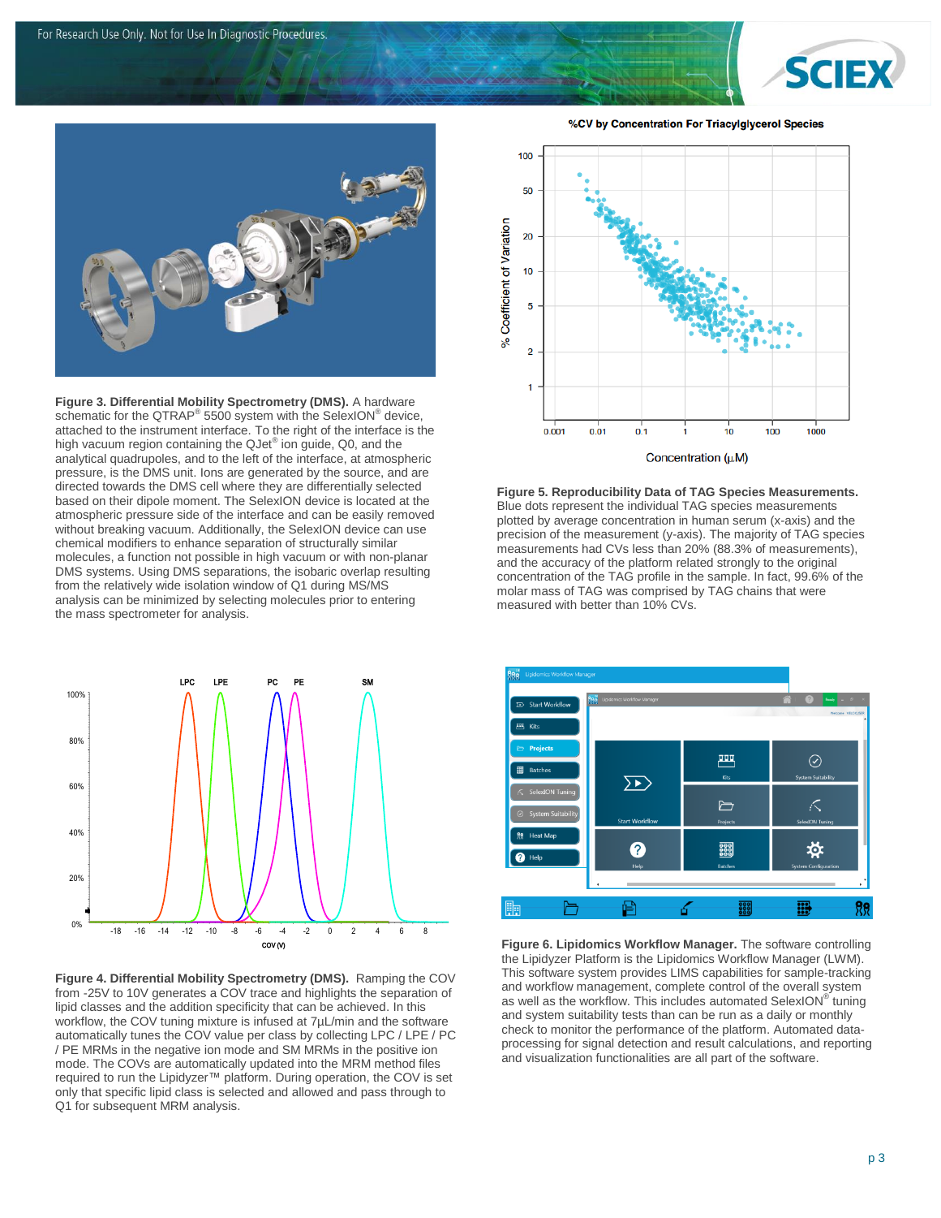**Figure 3. Differential Mobility Spectrometry (DMS).** A hardware schematic for the QTRAP® 5500 system with the SelexION® device, attached to the instrument interface. To the right of the interface is the high vacuum region containing the QJet® ion guide, Q0, and the analytical quadrupoles, and to the left of the interface, at atmospheric pressure, is the DMS unit. Ions are generated by the source, and are directed towards the DMS cell where they are differentially selected based on their dipole moment. The SelexION device is located at the atmospheric pressure side of the interface and can be easily removed without breaking vacuum. Additionally, the SelexION device can use chemical modifiers to enhance separation of structurally similar molecules, a function not possible in high vacuum or with non-planar DMS systems. Using DMS separations, the isobaric overlap resulting from the relatively wide isolation window of Q1 during MS/MS analysis can be minimized by selecting molecules prior to entering the mass spectrometer for analysis.

**Figure 5. Reproducibility Data of TAG Species Measurements.** Blue dots represent the individual TAG species measurements plotted by average concentration in human serum (x-axis) and the precision of the measurement (y-axis). The majority of TAG species measurements had CVs less than 20% (88.3% of measurements), and the accuracy of the platform related strongly to the original concentration of the TAG profile in the sample. In fact, 99.6% of the molar mass of TAG was comprised by TAG chains that were measured with better than 10% CVs.

**Figure 4. Differential Mobility Spectrometry (DMS).** Ramping the COV from -25V to 10V generates a COV trace and highlights the separation of lipid classes and the addition specificity that can be achieved. In this workflow, the COV tuning mixture is infused at 7µL/min and the software automatically tunes the COV value per class by collecting LPC / LPE / PC / PE MRMs in the negative ion mode and SM MRMs in the positive ion mode. The COVs are automatically updated into the MRM method files required to run the Lipidyzer™ platform. During operation, the COV is set only that specific lipid class is selected and allowed and pass through to Q1 for subsequent MRM analysis.

**Figure 6. Lipidomics Workflow Manager.** The software controlling the Lipidyzer Platform is the Lipidomics Workflow Manager (LWM). This software system provides LIMS capabilities for sample-tracking and workflow management, complete control of the overall system as well as the workflow. This includes automated SelexION® tuning and system suitability tests than can be run as a daily or monthly check to monitor the performance of the platform. Automated data-processing for signal detection and result calculations, and reporting and visualization functionalities are all part of the software.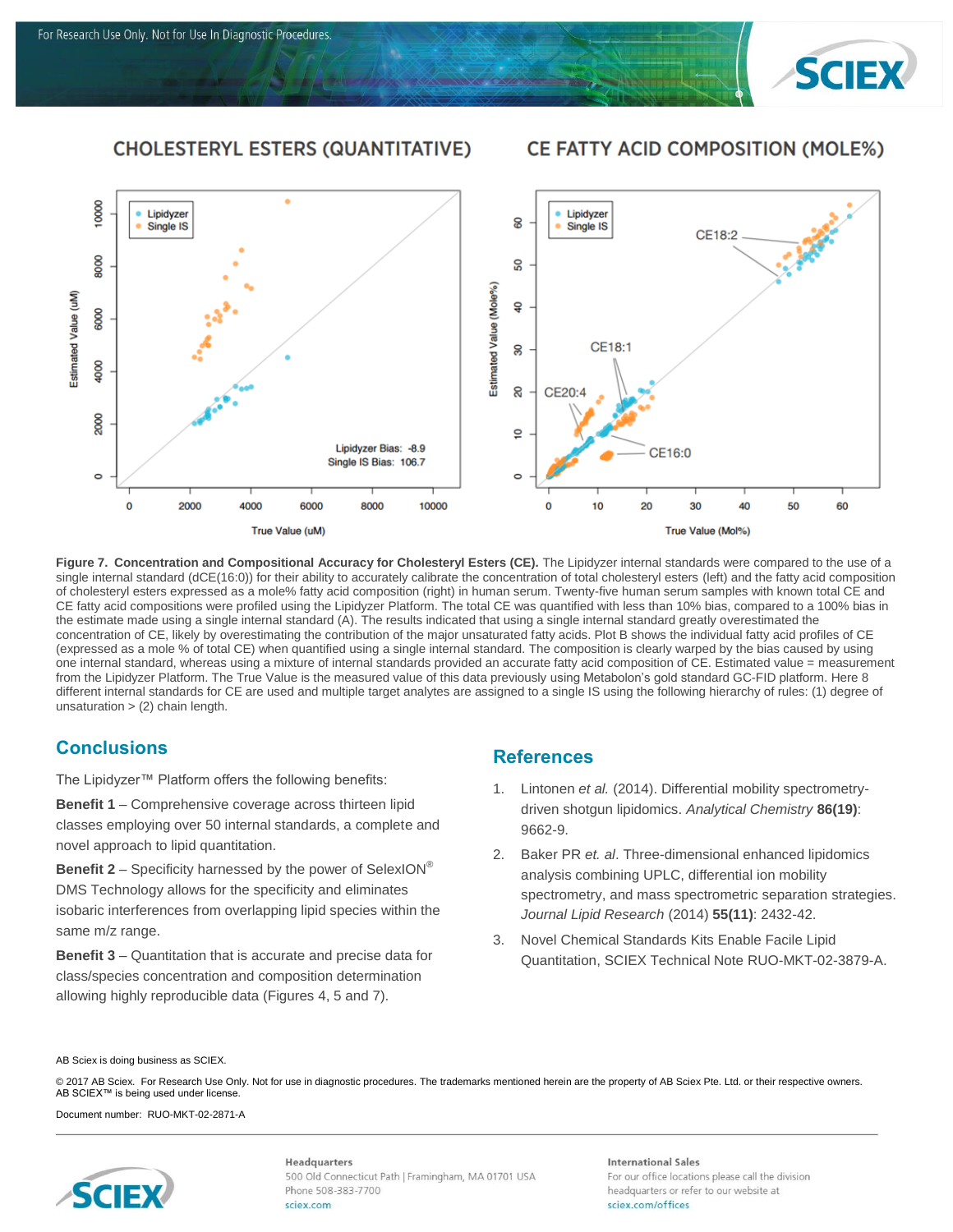CHOLESTERYL ESTERS (QUANTITATIVE)

Lipidyzer
Single IS

Estimated Value (uM)

True Value (uM)

0
2000
4000
6000
8000
10000

Lipidyzer Bias: -8.9
Single IS Bias: 106.7

CE FATTY ACID COMPOSITION (MOLE%)

Lipidyzer
Single IS

Estimated Value (Mole%)

True Value (Mol%)

0
10
20
30
40
50
60

CE18:2
CE18:1
CE20:4
CE16:0

**Figure 7. Concentration and Compositional Accuracy for Cholesteryl Esters (CE).** The Lipidyzer internal standards were compared to the use of a single internal standard (dCE(16:0)) for their ability to accurately calibrate the concentration of total cholesteryl esters (left) and the fatty acid composition of cholesteryl esters expressed as a mole% fatty acid composition (right) in human serum. Twenty-five human serum samples with known total CE and CE fatty acid compositions were profiled using the Lipidyzer Platform. The total CE was quantified with less than 10% bias, compared to a 100% bias in the estimate made using a single internal standard (A). The results indicated that using a single internal standard greatly overestimated the concentration of CE, likely by overestimating the contribution of the major unsaturated fatty acids. Plot B shows the individual fatty acid profiles of CE (expressed as a mole % of total CE) when quantified using a single internal standard. The composition is clearly warped by the bias caused by using one internal standard, whereas using a mixture of internal standards provided an accurate fatty acid composition of CE. Estimated value = measurement from the Lipidyzer Platform. The True Value is the measured value of this data previously using Metabolon's gold standard GC-FID platform. Here 8 different internal standards for CE are used and multiple target analytes are assigned to a single IS using the following hierarchy of rules: (1) degree of unsaturation > (2) chain length.

## Conclusions

The Lipidyzer™ Platform offers the following benefits:

**Benefit 1** – Comprehensive coverage across thirteen lipid classes employing over 50 internal standards, a complete and novel approach to lipid quantitation.

**Benefit 2** – Specificity harnessed by the power of SelexION® DMS Technology allows for the specificity and eliminates isobaric interferences from overlapping lipid species within the same m/z range.

**Benefit 3** – Quantitation that is accurate and precise data for class/species concentration and composition determination allowing highly reproducible data (Figures 4, 5 and 7).

## References

1. Lintonen *et al.* (2014). Differential mobility spectrometry-driven shotgun lipidomics. *Analytical Chemistry* **86(19)**: 9662-9.
2. Baker PR *et. al*. Three-dimensional enhanced lipidomics analysis combining UPLC, differential ion mobility spectrometry, and mass spectrometric separation strategies. *Journal Lipid Research* (2014) **55(11)**: 2432-42.
3. Novel Chemical Standards Kits Enable Facile Lipid Quantitation, SCIEX Technical Note RUO-MKT-02-3879-A.

AB Sciex is doing business as SCIEX.

© 2017 AB Sciex. For Research Use Only. Not for use in diagnostic procedures. The trademarks mentioned herein are the property of AB Sciex Pte. Ltd. or their respective owners. AB SCIEX™ is being used under license.

Document number: RUO-MKT-02-2871-A

**Headquarters**
500 Old Connecticut Path | Framingham, MA 01701 USA
Phone 508-383-7700
sciex.com

**International Sales**
For our office locations please call the division headquarters or refer to our website at
sciex.com/offices